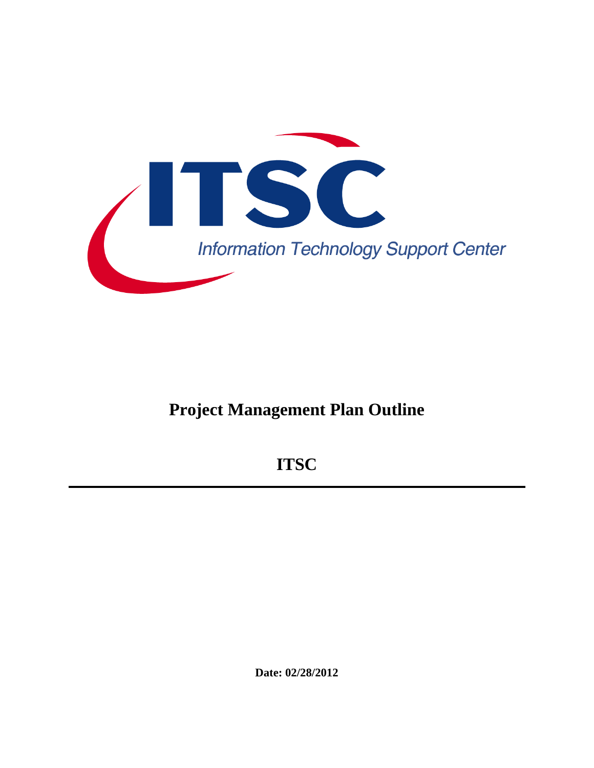ITSC

Information Technology Support Center

# Project Management Plan Outline

## ITSC

---

**Date: 02/28/2012**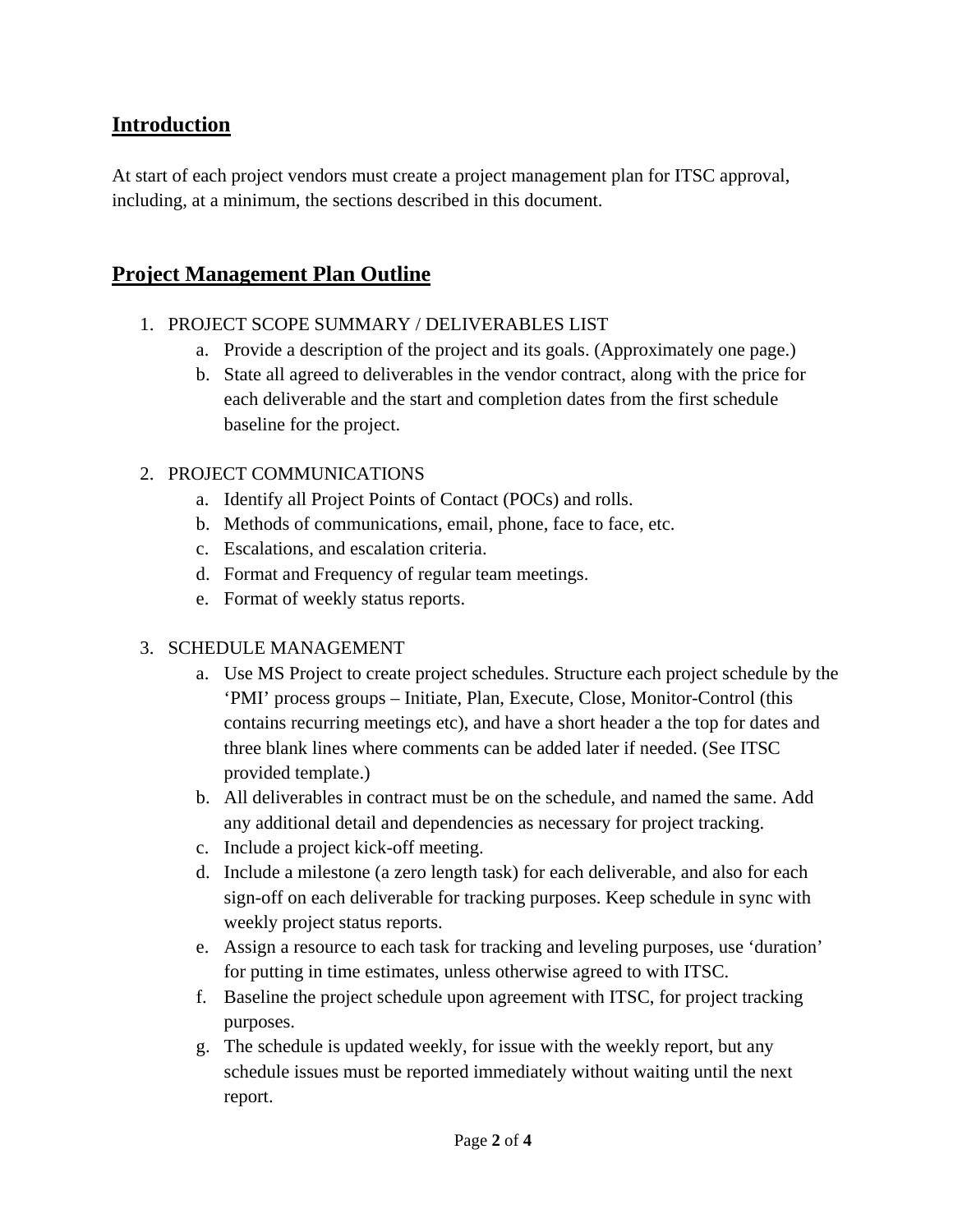## Introduction

At start of each project vendors must create a project management plan for ITSC approval, including, at a minimum, the sections described in this document.

## Project Management Plan Outline

1. PROJECT SCOPE SUMMARY / DELIVERABLES LIST
    a. Provide a description of the project and its goals. (Approximately one page.)
    b. State all agreed to deliverables in the vendor contract, along with the price for each deliverable and the start and completion dates from the first schedule baseline for the project.

2. PROJECT COMMUNICATIONS
    a. Identify all Project Points of Contact (POCs) and rolls.
    b. Methods of communications, email, phone, face to face, etc.
    c. Escalations, and escalation criteria.
    d. Format and Frequency of regular team meetings.
    e. Format of weekly status reports.

3. SCHEDULE MANAGEMENT
    a. Use MS Project to create project schedules. Structure each project schedule by the 'PMI' process groups – Initiate, Plan, Execute, Close, Monitor-Control (this contains recurring meetings etc), and have a short header a the top for dates and three blank lines where comments can be added later if needed. (See ITSC provided template.)
    b. All deliverables in contract must be on the schedule, and named the same. Add any additional detail and dependencies as necessary for project tracking.
    c. Include a project kick-off meeting.
    d. Include a milestone (a zero length task) for each deliverable, and also for each sign-off on each deliverable for tracking purposes. Keep schedule in sync with weekly project status reports.
    e. Assign a resource to each task for tracking and leveling purposes, use 'duration' for putting in time estimates, unless otherwise agreed to with ITSC.
    f. Baseline the project schedule upon agreement with ITSC, for project tracking purposes.
    g. The schedule is updated weekly, for issue with the weekly report, but any schedule issues must be reported immediately without waiting until the next report.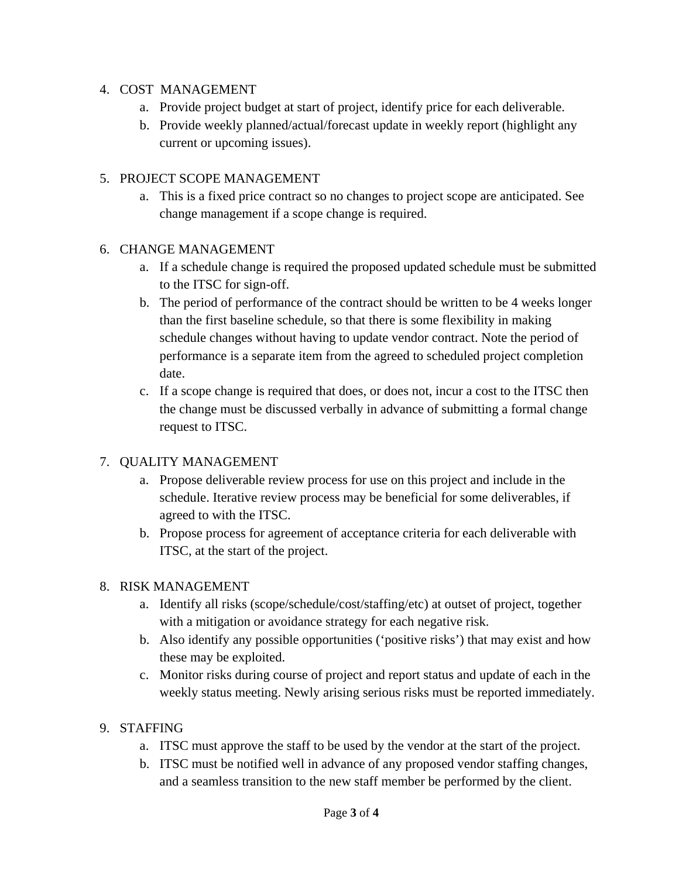4. COST MANAGEMENT
    a. Provide project budget at start of project, identify price for each deliverable.
    b. Provide weekly planned/actual/forecast update in weekly report (highlight any current or upcoming issues).

5. PROJECT SCOPE MANAGEMENT
    a. This is a fixed price contract so no changes to project scope are anticipated. See change management if a scope change is required.

6. CHANGE MANAGEMENT
    a. If a schedule change is required the proposed updated schedule must be submitted to the ITSC for sign-off.
    b. The period of performance of the contract should be written to be 4 weeks longer than the first baseline schedule, so that there is some flexibility in making schedule changes without having to update vendor contract. Note the period of performance is a separate item from the agreed to scheduled project completion date.
    c. If a scope change is required that does, or does not, incur a cost to the ITSC then the change must be discussed verbally in advance of submitting a formal change request to ITSC.

7. QUALITY MANAGEMENT
    a. Propose deliverable review process for use on this project and include in the schedule. Iterative review process may be beneficial for some deliverables, if agreed to with the ITSC.
    b. Propose process for agreement of acceptance criteria for each deliverable with ITSC, at the start of the project.

8. RISK MANAGEMENT
    a. Identify all risks (scope/schedule/cost/staffing/etc) at outset of project, together with a mitigation or avoidance strategy for each negative risk.
    b. Also identify any possible opportunities ('positive risks') that may exist and how these may be exploited.
    c. Monitor risks during course of project and report status and update of each in the weekly status meeting. Newly arising serious risks must be reported immediately.

9. STAFFING
    a. ITSC must approve the staff to be used by the vendor at the start of the project.
    b. ITSC must be notified well in advance of any proposed vendor staffing changes, and a seamless transition to the new staff member be performed by the client.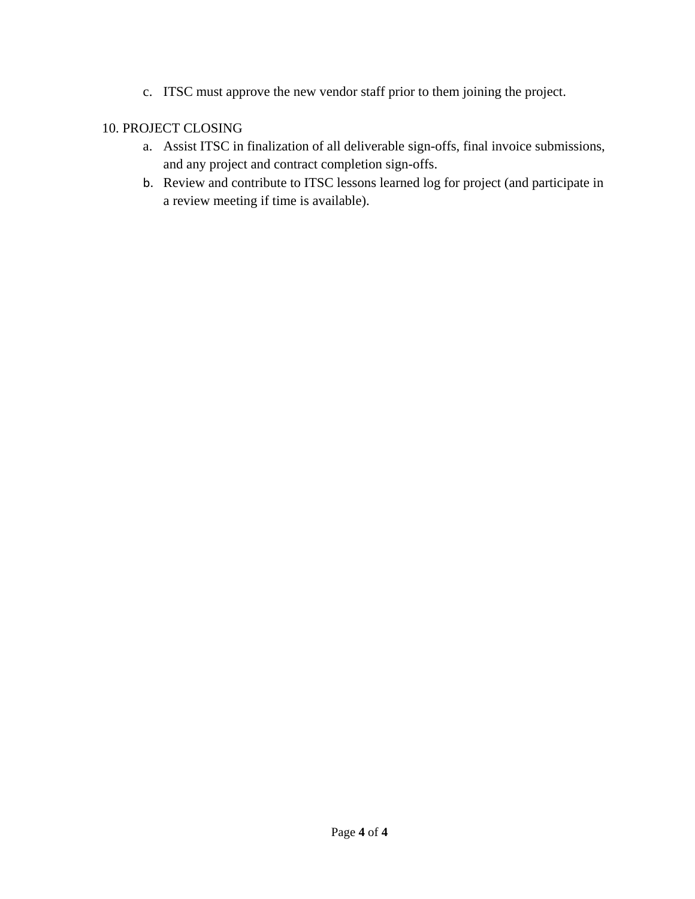c. ITSC must approve the new vendor staff prior to them joining the project.

10. PROJECT CLOSING

a. Assist ITSC in finalization of all deliverable sign-offs, final invoice submissions, and any project and contract completion sign-offs.

b. Review and contribute to ITSC lessons learned log for project (and participate in a review meeting if time is available).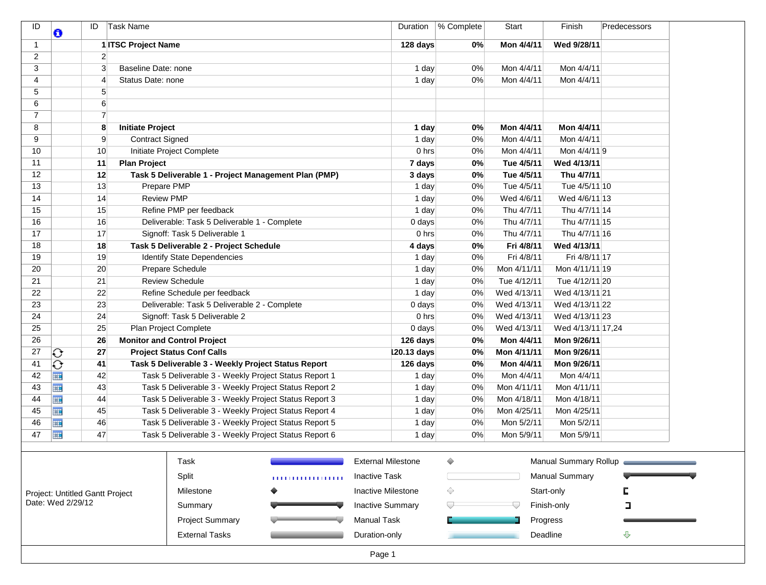| ID | ℹ | ID | Task Name | Duration | % Complete | Start | Finish | Predecessors |
|---|---|---|---|---|---|---|---|---|
| 1 | | **1** | **ITSC Project Name** | **128 days** | **0%** | **Mon 4/4/11** | **Wed 9/28/11** | |
| 2 | | 2 | | | | | | |
| 3 | | 3 | Baseline Date: none | 1 day | 0% | Mon 4/4/11 | Mon 4/4/11 | |
| 4 | | 4 | Status Date: none | 1 day | 0% | Mon 4/4/11 | Mon 4/4/11 | |
| 5 | | 5 | | | | | | |
| 6 | | 6 | | | | | | |
| 7 | | 7 | | | | | | |
| 8 | | **8** | **Initiate Project** | **1 day** | **0%** | **Mon 4/4/11** | **Mon 4/4/11** | |
| 9 | | 9 | Contract Signed | 1 day | 0% | Mon 4/4/11 | Mon 4/4/11 | |
| 10 | | 10 | Initiate Project Complete | 0 hrs | 0% | Mon 4/4/11 | Mon 4/4/11 | 9 |
| 11 | | **11** | **Plan Project** | **7 days** | **0%** | **Tue 4/5/11** | **Wed 4/13/11** | |
| 12 | | **12** | **Task 5 Deliverable 1 - Project Management Plan (PMP)** | **3 days** | **0%** | **Tue 4/5/11** | **Thu 4/7/11** | |
| 13 | | 13 | Prepare PMP | 1 day | 0% | Tue 4/5/11 | Tue 4/5/11 | 10 |
| 14 | | 14 | Review PMP | 1 day | 0% | Wed 4/6/11 | Wed 4/6/11 | 13 |
| 15 | | 15 | Refine PMP per feedback | 1 day | 0% | Thu 4/7/11 | Thu 4/7/11 | 14 |
| 16 | | 16 | Deliverable: Task 5 Deliverable 1 - Complete | 0 days | 0% | Thu 4/7/11 | Thu 4/7/11 | 15 |
| 17 | | 17 | Signoff: Task 5 Deliverable 1 | 0 hrs | 0% | Thu 4/7/11 | Thu 4/7/11 | 16 |
| 18 | | **18** | **Task 5 Deliverable 2 - Project Schedule** | **4 days** | **0%** | **Fri 4/8/11** | **Wed 4/13/11** | |
| 19 | | 19 | Identify State Dependencies | 1 day | 0% | Fri 4/8/11 | Fri 4/8/11 | 17 |
| 20 | | 20 | Prepare Schedule | 1 day | 0% | Mon 4/11/11 | Mon 4/11/11 | 19 |
| 21 | | 21 | Review Schedule | 1 day | 0% | Tue 4/12/11 | Tue 4/12/11 | 20 |
| 22 | | 22 | Refine Schedule per feedback | 1 day | 0% | Wed 4/13/11 | Wed 4/13/11 | 21 |
| 23 | | 23 | Deliverable: Task 5 Deliverable 2 - Complete | 0 days | 0% | Wed 4/13/11 | Wed 4/13/11 | 22 |
| 24 | | 24 | Signoff: Task 5 Deliverable 2 | 0 hrs | 0% | Wed 4/13/11 | Wed 4/13/11 | 23 |
| 25 | | 25 | Plan Project Complete | 0 days | 0% | Wed 4/13/11 | Wed 4/13/11 | 17,24 |
| 26 | | **26** | **Monitor and Control Project** | **126 days** | **0%** | **Mon 4/4/11** | **Mon 9/26/11** | |
| 27 | | **27** | **Project Status Conf Calls** | **120.13 days** | **0%** | **Mon 4/11/11** | **Mon 9/26/11** | |
| 41 | | **41** | **Task 5 Deliverable 3 - Weekly Project Status Report** | **126 days** | **0%** | **Mon 4/4/11** | **Mon 9/26/11** | |
| 42 | | 42 | Task 5 Deliverable 3 - Weekly Project Status Report 1 | 1 day | 0% | Mon 4/4/11 | Mon 4/4/11 | |
| 43 | | 43 | Task 5 Deliverable 3 - Weekly Project Status Report 2 | 1 day | 0% | Mon 4/11/11 | Mon 4/11/11 | |
| 44 | | 44 | Task 5 Deliverable 3 - Weekly Project Status Report 3 | 1 day | 0% | Mon 4/18/11 | Mon 4/18/11 | |
| 45 | | 45 | Task 5 Deliverable 3 - Weekly Project Status Report 4 | 1 day | 0% | Mon 4/25/11 | Mon 4/25/11 | |
| 46 | | 46 | Task 5 Deliverable 3 - Weekly Project Status Report 5 | 1 day | 0% | Mon 5/2/11 | Mon 5/2/11 | |
| 47 | | 47 | Task 5 Deliverable 3 - Weekly Project Status Report 6 | 1 day | 0% | Mon 5/9/11 | Mon 5/9/11 | |

Project: Untitled Gantt Project
Date: Wed 2/29/12

| | | |
|---|---|---|
| Task | External Milestone | Manual Summary Rollup |
| Split | Inactive Task | Manual Summary |
| Milestone | Inactive Milestone | Start-only |
| Summary | Inactive Summary | Finish-only |
| Project Summary | Manual Task | Progress |
| External Tasks | Duration-only | Deadline |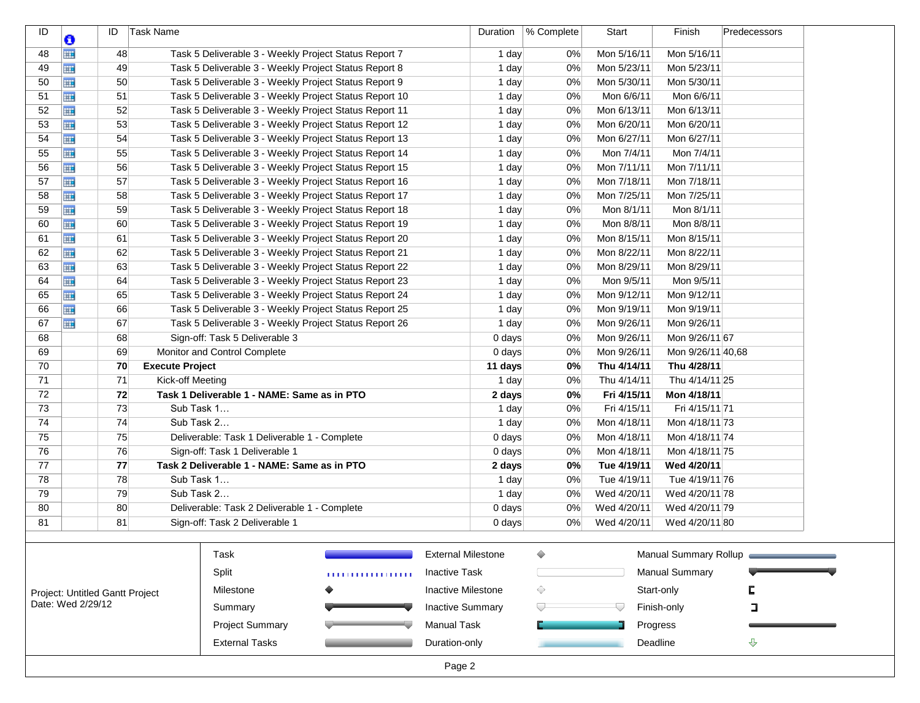| ID | Indicators | ID | Task Name | Duration | % Complete | Start | Finish | Predecessors |
|---|---|---|---|---|---|---|---|---|
| 48 | | 48 | Task 5 Deliverable 3 - Weekly Project Status Report 7 | 1 day | 0% | Mon 5/16/11 | Mon 5/16/11 | |
| 49 | | 49 | Task 5 Deliverable 3 - Weekly Project Status Report 8 | 1 day | 0% | Mon 5/23/11 | Mon 5/23/11 | |
| 50 | | 50 | Task 5 Deliverable 3 - Weekly Project Status Report 9 | 1 day | 0% | Mon 5/30/11 | Mon 5/30/11 | |
| 51 | | 51 | Task 5 Deliverable 3 - Weekly Project Status Report 10 | 1 day | 0% | Mon 6/6/11 | Mon 6/6/11 | |
| 52 | | 52 | Task 5 Deliverable 3 - Weekly Project Status Report 11 | 1 day | 0% | Mon 6/13/11 | Mon 6/13/11 | |
| 53 | | 53 | Task 5 Deliverable 3 - Weekly Project Status Report 12 | 1 day | 0% | Mon 6/20/11 | Mon 6/20/11 | |
| 54 | | 54 | Task 5 Deliverable 3 - Weekly Project Status Report 13 | 1 day | 0% | Mon 6/27/11 | Mon 6/27/11 | |
| 55 | | 55 | Task 5 Deliverable 3 - Weekly Project Status Report 14 | 1 day | 0% | Mon 7/4/11 | Mon 7/4/11 | |
| 56 | | 56 | Task 5 Deliverable 3 - Weekly Project Status Report 15 | 1 day | 0% | Mon 7/11/11 | Mon 7/11/11 | |
| 57 | | 57 | Task 5 Deliverable 3 - Weekly Project Status Report 16 | 1 day | 0% | Mon 7/18/11 | Mon 7/18/11 | |
| 58 | | 58 | Task 5 Deliverable 3 - Weekly Project Status Report 17 | 1 day | 0% | Mon 7/25/11 | Mon 7/25/11 | |
| 59 | | 59 | Task 5 Deliverable 3 - Weekly Project Status Report 18 | 1 day | 0% | Mon 8/1/11 | Mon 8/1/11 | |
| 60 | | 60 | Task 5 Deliverable 3 - Weekly Project Status Report 19 | 1 day | 0% | Mon 8/8/11 | Mon 8/8/11 | |
| 61 | | 61 | Task 5 Deliverable 3 - Weekly Project Status Report 20 | 1 day | 0% | Mon 8/15/11 | Mon 8/15/11 | |
| 62 | | 62 | Task 5 Deliverable 3 - Weekly Project Status Report 21 | 1 day | 0% | Mon 8/22/11 | Mon 8/22/11 | |
| 63 | | 63 | Task 5 Deliverable 3 - Weekly Project Status Report 22 | 1 day | 0% | Mon 8/29/11 | Mon 8/29/11 | |
| 64 | | 64 | Task 5 Deliverable 3 - Weekly Project Status Report 23 | 1 day | 0% | Mon 9/5/11 | Mon 9/5/11 | |
| 65 | | 65 | Task 5 Deliverable 3 - Weekly Project Status Report 24 | 1 day | 0% | Mon 9/12/11 | Mon 9/12/11 | |
| 66 | | 66 | Task 5 Deliverable 3 - Weekly Project Status Report 25 | 1 day | 0% | Mon 9/19/11 | Mon 9/19/11 | |
| 67 | | 67 | Task 5 Deliverable 3 - Weekly Project Status Report 26 | 1 day | 0% | Mon 9/26/11 | Mon 9/26/11 | |
| 68 | | 68 | Sign-off: Task 5 Deliverable 3 | 0 days | 0% | Mon 9/26/11 | Mon 9/26/11 | 67 |
| 69 | | 69 | Monitor and Control Complete | 0 days | 0% | Mon 9/26/11 | Mon 9/26/11 | 40,68 |
| 70 | | **70** | **Execute Project** | **11 days** | **0%** | **Thu 4/14/11** | **Thu 4/28/11** | |
| 71 | | 71 | Kick-off Meeting | 1 day | 0% | Thu 4/14/11 | Thu 4/14/11 | 25 |
| 72 | | **72** | **Task 1 Deliverable 1 - NAME: Same as in PTO** | **2 days** | **0%** | **Fri 4/15/11** | **Mon 4/18/11** | |
| 73 | | 73 | Sub Task 1… | 1 day | 0% | Fri 4/15/11 | Fri 4/15/11 | 71 |
| 74 | | 74 | Sub Task 2… | 1 day | 0% | Mon 4/18/11 | Mon 4/18/11 | 73 |
| 75 | | 75 | Deliverable: Task 1 Deliverable 1 - Complete | 0 days | 0% | Mon 4/18/11 | Mon 4/18/11 | 74 |
| 76 | | 76 | Sign-off: Task 1 Deliverable 1 | 0 days | 0% | Mon 4/18/11 | Mon 4/18/11 | 75 |
| 77 | | **77** | **Task 2 Deliverable 1 - NAME: Same as in PTO** | **2 days** | **0%** | **Tue 4/19/11** | **Wed 4/20/11** | |
| 78 | | 78 | Sub Task 1… | 1 day | 0% | Tue 4/19/11 | Tue 4/19/11 | 76 |
| 79 | | 79 | Sub Task 2… | 1 day | 0% | Wed 4/20/11 | Wed 4/20/11 | 78 |
| 80 | | 80 | Deliverable: Task 2 Deliverable 1 - Complete | 0 days | 0% | Wed 4/20/11 | Wed 4/20/11 | 79 |
| 81 | | 81 | Sign-off: Task 2 Deliverable 1 | 0 days | 0% | Wed 4/20/11 | Wed 4/20/11 | 80 |

Project: Untitled Gantt Project
Date: Wed 2/29/12

| | | |
|---|---|---|
| Task | External Milestone | Manual Summary Rollup |
| Split | Inactive Task | Manual Summary |
| Milestone | Inactive Milestone | Start-only |
| Summary | Inactive Summary | Finish-only |
| Project Summary | Manual Task | Progress |
| External Tasks | Duration-only | Deadline |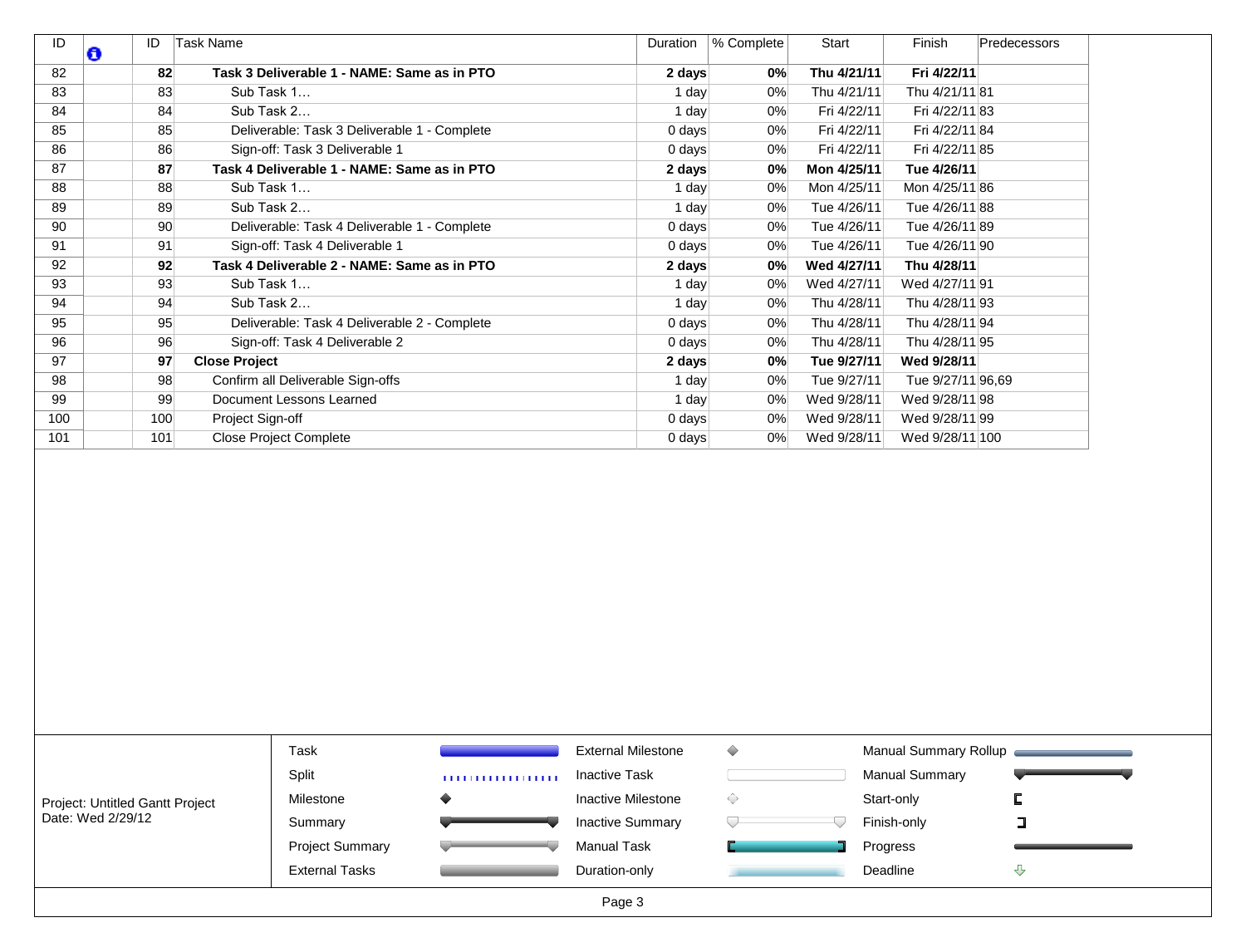| ID | | ID | Task Name | Duration | % Complete | Start | Finish | Predecessors |
|---|---|---|---|---|---|---|---|---|
| 82 | | **82** | **Task 3 Deliverable 1 - NAME: Same as in PTO** | **2 days** | **0%** | **Thu 4/21/11** | **Fri 4/22/11** | |
| 83 | | 83 | Sub Task 1… | 1 day | 0% | Thu 4/21/11 | Thu 4/21/11 | 81 |
| 84 | | 84 | Sub Task 2… | 1 day | 0% | Fri 4/22/11 | Fri 4/22/11 | 83 |
| 85 | | 85 | Deliverable: Task 3 Deliverable 1 - Complete | 0 days | 0% | Fri 4/22/11 | Fri 4/22/11 | 84 |
| 86 | | 86 | Sign-off: Task 3 Deliverable 1 | 0 days | 0% | Fri 4/22/11 | Fri 4/22/11 | 85 |
| 87 | | **87** | **Task 4 Deliverable 1 - NAME: Same as in PTO** | **2 days** | **0%** | **Mon 4/25/11** | **Tue 4/26/11** | |
| 88 | | 88 | Sub Task 1… | 1 day | 0% | Mon 4/25/11 | Mon 4/25/11 | 86 |
| 89 | | 89 | Sub Task 2… | 1 day | 0% | Tue 4/26/11 | Tue 4/26/11 | 88 |
| 90 | | 90 | Deliverable: Task 4 Deliverable 1 - Complete | 0 days | 0% | Tue 4/26/11 | Tue 4/26/11 | 89 |
| 91 | | 91 | Sign-off: Task 4 Deliverable 1 | 0 days | 0% | Tue 4/26/11 | Tue 4/26/11 | 90 |
| 92 | | **92** | **Task 4 Deliverable 2 - NAME: Same as in PTO** | **2 days** | **0%** | **Wed 4/27/11** | **Thu 4/28/11** | |
| 93 | | 93 | Sub Task 1… | 1 day | 0% | Wed 4/27/11 | Wed 4/27/11 | 91 |
| 94 | | 94 | Sub Task 2… | 1 day | 0% | Thu 4/28/11 | Thu 4/28/11 | 93 |
| 95 | | 95 | Deliverable: Task 4 Deliverable 2 - Complete | 0 days | 0% | Thu 4/28/11 | Thu 4/28/11 | 94 |
| 96 | | 96 | Sign-off: Task 4 Deliverable 2 | 0 days | 0% | Thu 4/28/11 | Thu 4/28/11 | 95 |
| 97 | | **97** | **Close Project** | **2 days** | **0%** | **Tue 9/27/11** | **Wed 9/28/11** | |
| 98 | | 98 | Confirm all Deliverable Sign-offs | 1 day | 0% | Tue 9/27/11 | Tue 9/27/11 | 96,69 |
| 99 | | 99 | Document Lessons Learned | 1 day | 0% | Wed 9/28/11 | Wed 9/28/11 | 98 |
| 100 | | 100 | Project Sign-off | 0 days | 0% | Wed 9/28/11 | Wed 9/28/11 | 99 |
| 101 | | 101 | Close Project Complete | 0 days | 0% | Wed 9/28/11 | Wed 9/28/11 | 100 |

Project: Untitled Gantt Project
Date: Wed 2/29/12

| Legend | | |
|---|---|---|
| Task | External Milestone | Manual Summary Rollup |
| Split | Inactive Task | Manual Summary |
| Milestone | Inactive Milestone | Start-only |
| Summary | Inactive Summary | Finish-only |
| Project Summary | Manual Task | Progress |
| External Tasks | Duration-only | Deadline |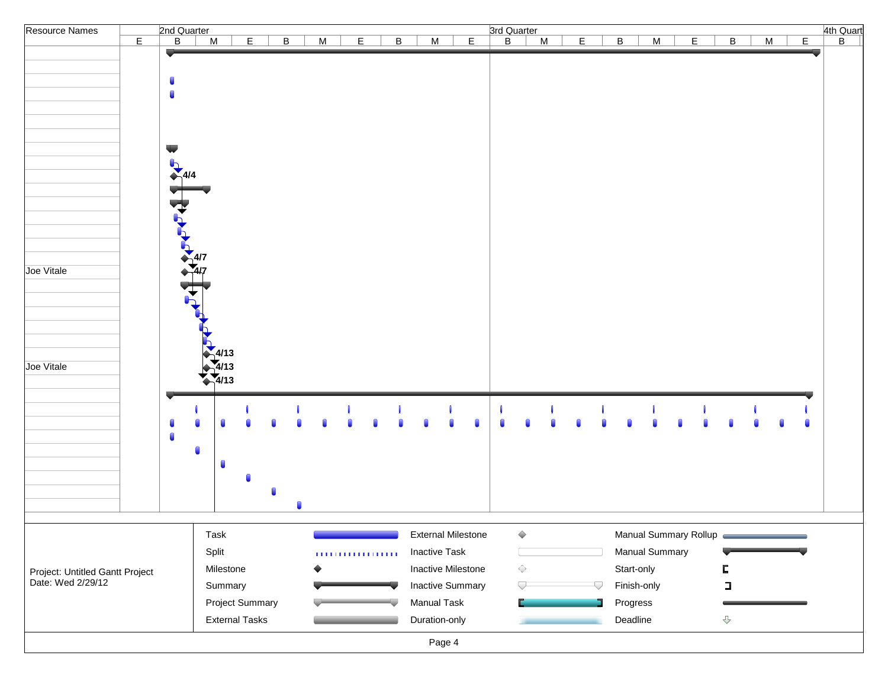| Resource Names |
| --- |
| |
| |
| |
| |
| |
| |
| |
| |
| |
| |
| |
| |
| |
| |
| |
| |
| Joe Vitale |
| |
| |
| |
| |
| |
| |
| Joe Vitale |
| |
| |
| |
| |
| |
| |
| |
| |
| |
| |

2nd Quarter: E | B | M | E | B | M | E | B | M | E — 3rd Quarter: B | M | E | B | M | E | B | M | E — 4th Quart: B

4/4

4/7

4/7

4/13

4/13

4/13

Project: Untitled Gantt Project
Date: Wed 2/29/12

| | | | | | |
| --- | --- | --- | --- | --- | --- |
| Task | | External Milestone | | Manual Summary Rollup | |
| Split | | Inactive Task | | Manual Summary | |
| Milestone | | Inactive Milestone | | Start-only | |
| Summary | | Inactive Summary | | Finish-only | |
| Project Summary | | Manual Task | | Progress | |
| External Tasks | | Duration-only | | Deadline | |

Page 4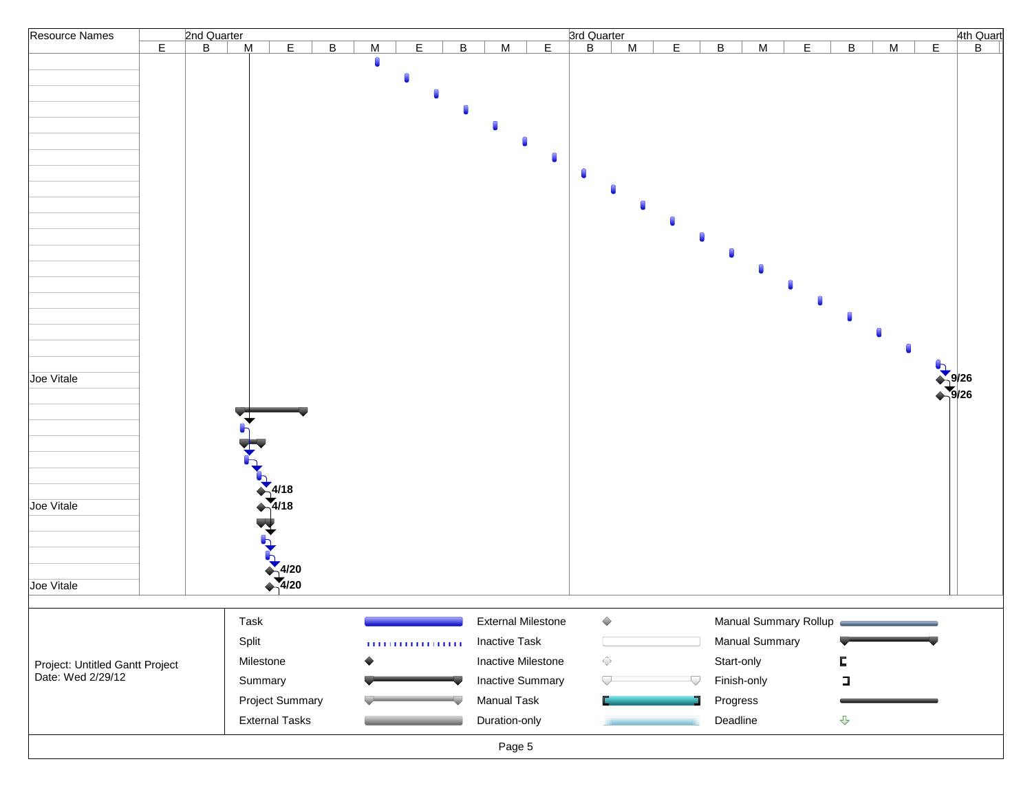| Resource Names | 2nd Quarter | 3rd Quarter | 4th Quarter |
|---|---|---|---|
| | | | |
| Joe Vitale | | 9/26 | |
| | | 9/26 | |
| | 4/18 | | |
| Joe Vitale | 4/18 | | |
| | 4/20 | | |
| Joe Vitale | 4/20 | | |

Project: Untitled Gantt Project
Date: Wed 2/29/12

| | | |
|---|---|---|
| Task | External Milestone | Manual Summary Rollup |
| Split | Inactive Task | Manual Summary |
| Milestone | Inactive Milestone | Start-only |
| Summary | Inactive Summary | Finish-only |
| Project Summary | Manual Task | Progress |
| External Tasks | Duration-only | Deadline |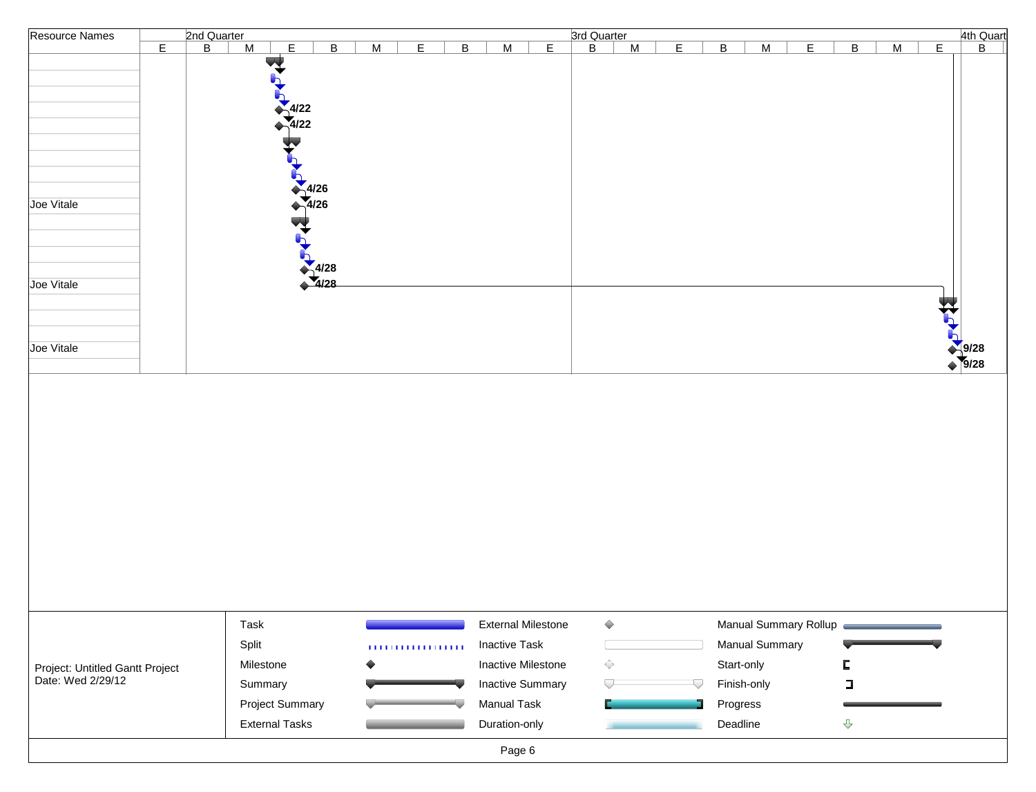| Resource Names |
| --- |
| |
| |
| |
| |
| |
| |
| |
| |
| |
| Joe Vitale |
| |
| |
| |
| |
| Joe Vitale |
| |
| |
| |
| Joe Vitale |
| |

2nd Quarter
3rd Quarter
4th Quart
E B M E B M E B M E B M E B M E B M E B

4/22
4/22
4/26
4/26
4/28
4/28
9/28
9/28

Project: Untitled Gantt Project
Date: Wed 2/29/12

Task
Split
Milestone
Summary
Project Summary
External Tasks
External Milestone
Inactive Task
Inactive Milestone
Inactive Summary
Manual Task
Duration-only
Manual Summary Rollup
Manual Summary
Start-only
Finish-only
Progress
Deadline